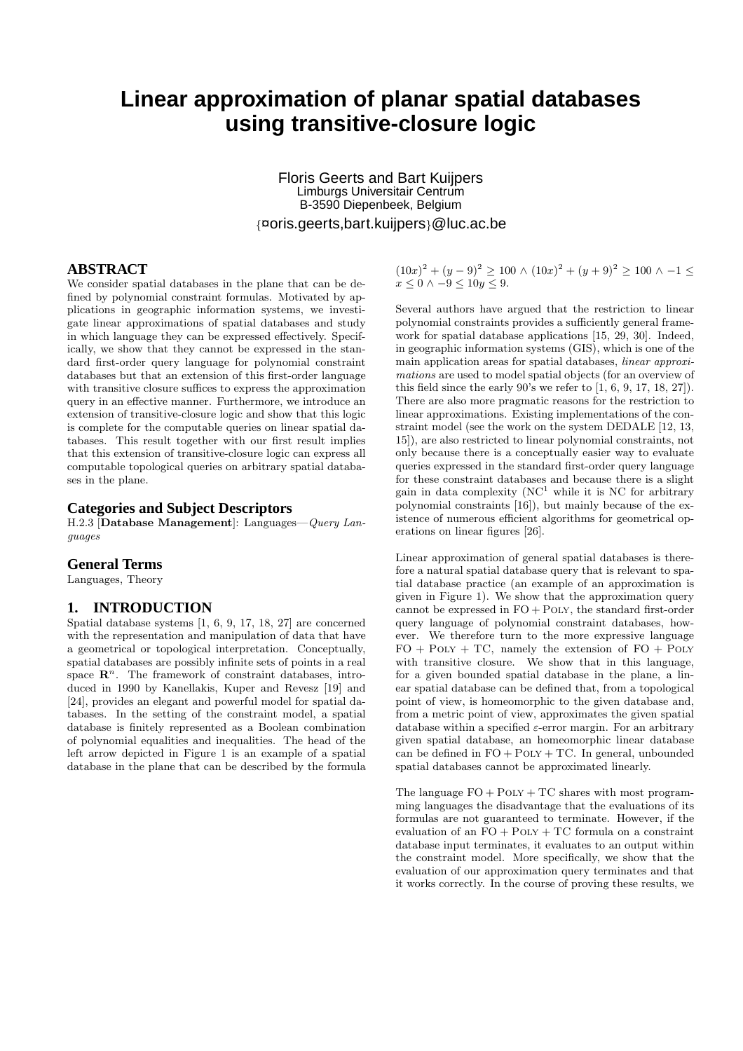# Linear approximation of planar spatial databases using transitive-closure logic

Floris Geerts and Bart Kuijpers
Limburgs Universitair Centrum
B-3590 Diepenbeek, Belgium
{¤oris.geerts,bart.kuijpers}@luc.ac.be

## ABSTRACT

We consider spatial databases in the plane that can be defined by polynomial constraint formulas. Motivated by applications in geographic information systems, we investigate linear approximations of spatial databases and study in which language they can be expressed effectively. Specifically, we show that they cannot be expressed in the standard first-order query language for polynomial constraint databases but that an extension of this first-order language with transitive closure suffices to express the approximation query in an effective manner. Furthermore, we introduce an extension of transitive-closure logic and show that this logic is complete for the computable queries on linear spatial databases. This result together with our first result implies that this extension of transitive-closure logic can express all computable topological queries on arbitrary spatial databases in the plane.

### Categories and Subject Descriptors

H.2.3 [**Database Management**]: Languages—*Query Languages*

### General Terms

Languages, Theory

## 1. INTRODUCTION

Spatial database systems [1, 6, 9, 17, 18, 27] are concerned with the representation and manipulation of data that have a geometrical or topological interpretation. Conceptually, spatial databases are possibly infinite sets of points in a real space $\mathbf{R}^n$. The framework of constraint databases, introduced in 1990 by Kanellakis, Kuper and Revesz [19] and [24], provides an elegant and powerful model for spatial databases. In the setting of the constraint model, a spatial database is finitely represented as a Boolean combination of polynomial equalities and inequalities. The head of the left arrow depicted in Figure 1 is an example of a spatial database in the plane that can be described by the formula $(10x)^2 + (y-9)^2 \geq 100 \wedge (10x)^2 + (y+9)^2 \geq 100 \wedge -1 \leq x \leq 0 \wedge -9 \leq 10y \leq 9$.

Several authors have argued that the restriction to linear polynomial constraints provides a sufficiently general framework for spatial database applications [15, 29, 30]. Indeed, in geographic information systems (GIS), which is one of the main application areas for spatial databases, *linear approximations* are used to model spatial objects (for an overview of this field since the early 90's we refer to [1, 6, 9, 17, 18, 27]). There are also more pragmatic reasons for the restriction to linear approximations. Existing implementations of the constraint model (see the work on the system DEDALE [12, 13, 15]), are also restricted to linear polynomial constraints, not only because there is a conceptually easier way to evaluate queries expressed in the standard first-order query language for these constraint databases and because there is a slight gain in data complexity ($\mathrm{NC}^1$ while it is NC for arbitrary polynomial constraints [16]), but mainly because of the existence of numerous efficient algorithms for geometrical operations on linear figures [26].

Linear approximation of general spatial databases is therefore a natural spatial database query that is relevant to spatial database practice (an example of an approximation is given in Figure 1). We show that the approximation query cannot be expressed in FO + POLY, the standard first-order query language of polynomial constraint databases, however. We therefore turn to the more expressive language FO + POLY + TC, namely the extension of FO + POLY with transitive closure. We show that in this language, for a given bounded spatial database in the plane, a linear spatial database can be defined that, from a topological point of view, is homeomorphic to the given database and, from a metric point of view, approximates the given spatial database within a specified $\varepsilon$-error margin. For an arbitrary given spatial database, an homeomorphic linear database can be defined in FO + POLY + TC. In general, unbounded spatial databases cannot be approximated linearly.

The language FO + POLY + TC shares with most programming languages the disadvantage that the evaluations of its formulas are not guaranteed to terminate. However, if the evaluation of an FO + POLY + TC formula on a constraint database input terminates, it evaluates to an output within the constraint model. More specifically, we show that the evaluation of our approximation query terminates and that it works correctly. In the course of proving these results, we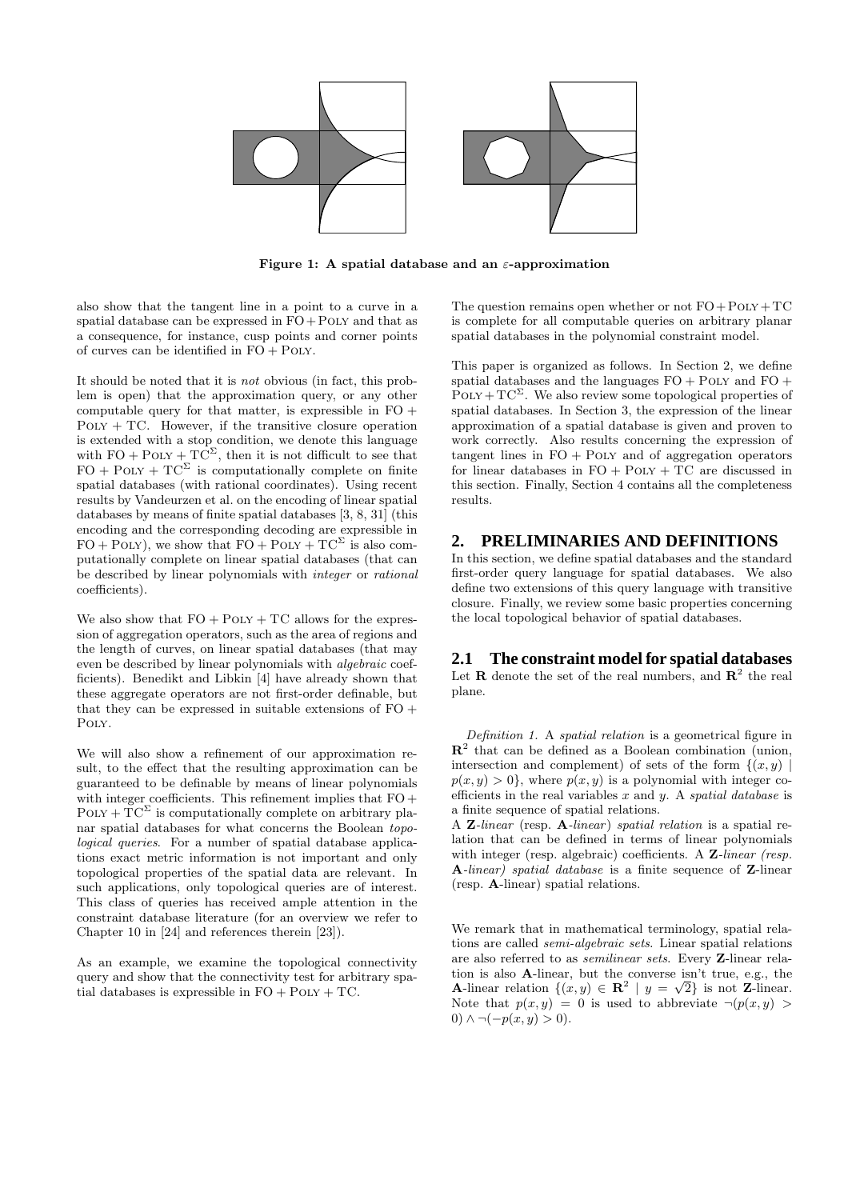**Figure 1: A spatial database and an $\varepsilon$-approximation**

also show that the tangent line in a point to a curve in a spatial database can be expressed in FO + Poly and that as a consequence, for instance, cusp points and corner points of curves can be identified in FO + Poly.

It should be noted that it is *not* obvious (in fact, this problem is open) that the approximation query, or any other computable query for that matter, is expressible in FO + Poly + TC. However, if the transitive closure operation is extended with a stop condition, we denote this language with FO + Poly + $\text{TC}^\Sigma$, then it is not difficult to see that FO + Poly + $\text{TC}^\Sigma$ is computationally complete on finite spatial databases (with rational coordinates). Using recent results by Vandeurzen et al. on the encoding of linear spatial databases by means of finite spatial databases [3, 8, 31] (this encoding and the corresponding decoding are expressible in FO + Poly), we show that FO + Poly + $\text{TC}^\Sigma$ is also computationally complete on linear spatial databases (that can be described by linear polynomials with *integer* or *rational* coefficients).

We also show that FO + Poly + TC allows for the expression of aggregation operators, such as the area of regions and the length of curves, on linear spatial databases (that may even be described by linear polynomials with *algebraic* coefficients). Benedikt and Libkin [4] have already shown that these aggregate operators are not first-order definable, but that they can be expressed in suitable extensions of FO + Poly.

We will also show a refinement of our approximation result, to the effect that the resulting approximation can be guaranteed to be definable by means of linear polynomials with integer coefficients. This refinement implies that FO + Poly + $\text{TC}^\Sigma$ is computationally complete on arbitrary planar spatial databases for what concerns the Boolean *topological queries*. For a number of spatial database applications exact metric information is not important and only topological properties of the spatial data are relevant. In such applications, only topological queries are of interest. This class of queries has received ample attention in the constraint database literature (for an overview we refer to Chapter 10 in [24] and references therein [23]).

As an example, we examine the topological connectivity query and show that the connectivity test for arbitrary spatial databases is expressible in FO + Poly + TC.

The question remains open whether or not FO + Poly + TC is complete for all computable queries on arbitrary planar spatial databases in the polynomial constraint model.

This paper is organized as follows. In Section 2, we define spatial databases and the languages FO + Poly and FO + Poly + $\text{TC}^\Sigma$. We also review some topological properties of spatial databases. In Section 3, the expression of the linear approximation of a spatial database is given and proven to work correctly. Also results concerning the expression of tangent lines in FO + Poly and of aggregation operators for linear databases in FO + Poly + TC are discussed in this section. Finally, Section 4 contains all the completeness results.

## 2. PRELIMINARIES AND DEFINITIONS

In this section, we define spatial databases and the standard first-order query language for spatial databases. We also define two extensions of this query language with transitive closure. Finally, we review some basic properties concerning the local topological behavior of spatial databases.

### 2.1 The constraint model for spatial databases

Let $\mathbf{R}$ denote the set of the real numbers, and $\mathbf{R}^2$ the real plane.

*Definition 1.* A *spatial relation* is a geometrical figure in $\mathbf{R}^2$ that can be defined as a Boolean combination (union, intersection and complement) of sets of the form $\{(x, y) \mid p(x, y) > 0\}$, where $p(x, y)$ is a polynomial with integer coefficients in the real variables $x$ and $y$. A *spatial database* is a finite sequence of spatial relations.

A $\mathbf{Z}$-*linear* (resp. $\mathbf{A}$-*linear*) *spatial relation* is a spatial relation that can be defined in terms of linear polynomials with integer (resp. algebraic) coefficients. A $\mathbf{Z}$-*linear (resp.* $\mathbf{A}$-*linear) spatial database* is a finite sequence of $\mathbf{Z}$-linear (resp. $\mathbf{A}$-linear) spatial relations.

We remark that in mathematical terminology, spatial relations are called *semi-algebraic sets*. Linear spatial relations are also referred to as *semilinear sets*. Every $\mathbf{Z}$-linear relation is also $\mathbf{A}$-linear, but the converse isn't true, e.g., the $\mathbf{A}$-linear relation $\{(x, y) \in \mathbf{R}^2 \mid y = \sqrt{2}\}$ is not $\mathbf{Z}$-linear. Note that $p(x, y) = 0$ is used to abbreviate $\neg(p(x, y) > 0) \land \neg(-p(x, y) > 0)$.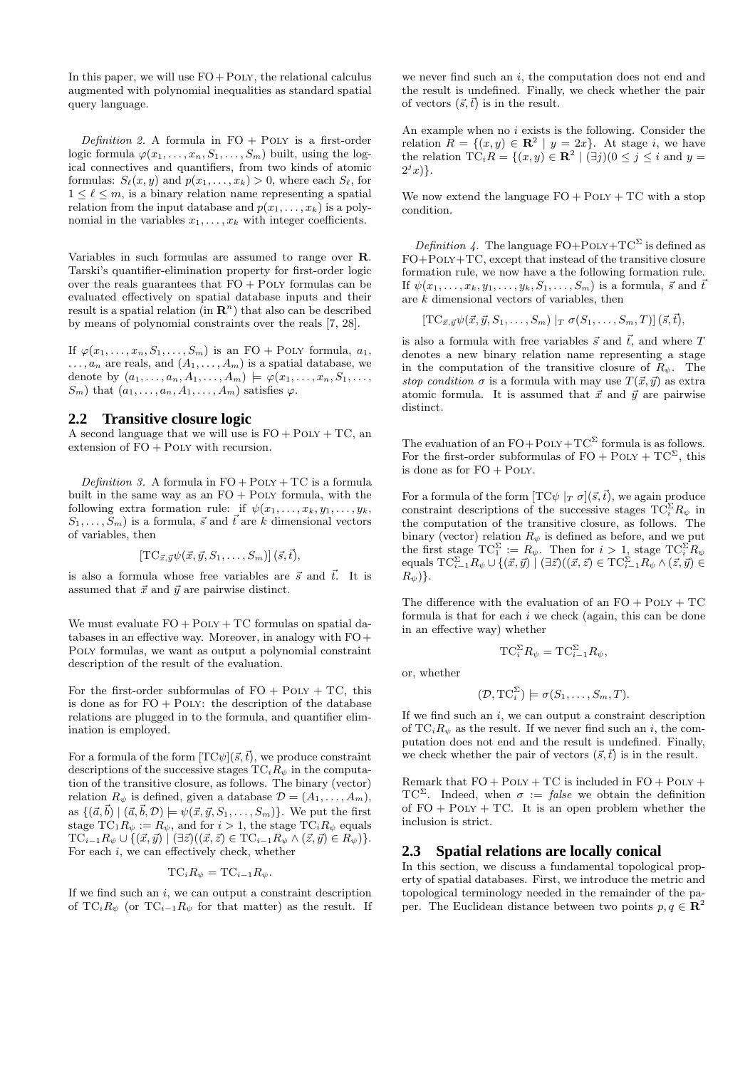In this paper, we will use FO + Poly, the relational calculus augmented with polynomial inequalities as standard spatial query language.

*Definition 2.* A formula in FO + Poly is a first-order logic formula $\varphi(x_1, \ldots, x_n, S_1, \ldots, S_m)$ built, using the logical connectives and quantifiers, from two kinds of atomic formulas: $S_\ell(x, y)$ and $p(x_1, \ldots, x_k) > 0$, where each $S_\ell$, for $1 \leq \ell \leq m$, is a binary relation name representing a spatial relation from the input database and $p(x_1, \ldots, x_k)$ is a polynomial in the variables $x_1, \ldots, x_k$ with integer coefficients.

Variables in such formulas are assumed to range over $\mathbf{R}$. Tarski's quantifier-elimination property for first-order logic over the reals guarantees that FO + Poly formulas can be evaluated effectively on spatial database inputs and their result is a spatial relation (in $\mathbf{R}^n$) that also can be described by means of polynomial constraints over the reals [7, 28].

If $\varphi(x_1, \ldots, x_n, S_1, \ldots, S_m)$ is an FO + Poly formula, $a_1$, $\ldots, a_n$ are reals, and $(A_1, \ldots, A_m)$ is a spatial database, we denote by $(a_1, \ldots, a_n, A_1, \ldots, A_m) \models \varphi(x_1, \ldots, x_n, S_1, \ldots, S_m)$ that $(a_1, \ldots, a_n, A_1, \ldots, A_m)$ satisfies $\varphi$.

## 2.2 Transitive closure logic

A second language that we will use is FO + Poly + TC, an extension of FO + Poly with recursion.

*Definition 3.* A formula in FO + Poly + TC is a formula built in the same way as an FO + Poly formula, with the following extra formation rule: if $\psi(x_1, \ldots, x_k, y_1, \ldots, y_k, S_1, \ldots, S_m)$ is a formula, $\vec{s}$ and $\vec{t}$ are $k$ dimensional vectors of variables, then

$$[\mathrm{TC}_{\vec{x},\vec{y}}\psi(\vec{x}, \vec{y}, S_1, \ldots, S_m)]\,(\vec{s}, \vec{t}),$$

is also a formula whose free variables are $\vec{s}$ and $\vec{t}$. It is assumed that $\vec{x}$ and $\vec{y}$ are pairwise distinct.

We must evaluate FO + Poly + TC formulas on spatial databases in an effective way. Moreover, in analogy with FO + Poly formulas, we want as output a polynomial constraint description of the result of the evaluation.

For the first-order subformulas of FO + Poly + TC, this is done as for FO + Poly: the description of the database relations are plugged in to the formula, and quantifier elimination is employed.

For a formula of the form $[\mathrm{TC}\psi](\vec{s}, \vec{t})$, we produce constraint descriptions of the successive stages $\mathrm{TC}_i R_\psi$ in the computation of the transitive closure, as follows. The binary (vector) relation $R_\psi$ is defined, given a database $\mathcal{D} = (A_1, \ldots, A_m)$, as $\{(\vec{a}, \vec{b}) \mid (\vec{a}, \vec{b}, \mathcal{D}) \models \psi(\vec{x}, \vec{y}, S_1, \ldots, S_m)\}$. We put the first stage $\mathrm{TC}_1 R_\psi := R_\psi$, and for $i > 1$, the stage $\mathrm{TC}_i R_\psi$ equals $\mathrm{TC}_{i-1} R_\psi \cup \{(\vec{x}, \vec{y}) \mid (\exists \vec{z})((\vec{x}, \vec{z}) \in \mathrm{TC}_{i-1} R_\psi \wedge (\vec{z}, \vec{y}) \in R_\psi)\}$. For each $i$, we can effectively check, whether

$$\mathrm{TC}_i R_\psi = \mathrm{TC}_{i-1} R_\psi.$$

If we find such an $i$, we can output a constraint description of $\mathrm{TC}_i R_\psi$ (or $\mathrm{TC}_{i-1} R_\psi$ for that matter) as the result. If we never find such an $i$, the computation does not end and the result is undefined. Finally, we check whether the pair of vectors $(\vec{s}, \vec{t})$ is in the result.

An example when no $i$ exists is the following. Consider the relation $R = \{(x, y) \in \mathbf{R}^2 \mid y = 2x\}$. At stage $i$, we have the relation $\mathrm{TC}_i R = \{(x, y) \in \mathbf{R}^2 \mid (\exists j)(0 \leq j \leq i \text{ and } y = 2^j x)\}$.

We now extend the language FO + Poly + TC with a stop condition.

*Definition 4.* The language FO+Poly+TC$^\Sigma$ is defined as FO+Poly+TC, except that instead of the transitive closure formation rule, we now have a the following formation rule. If $\psi(x_1, \ldots, x_k, y_1, \ldots, y_k, S_1, \ldots, S_m)$ is a formula, $\vec{s}$ and $\vec{t}$ are $k$ dimensional vectors of variables, then

$$[\mathrm{TC}_{\vec{x},\vec{y}}\psi(\vec{x}, \vec{y}, S_1, \ldots, S_m) \mid_T \sigma(S_1, \ldots, S_m, T)]\,(\vec{s}, \vec{t}),$$

is also a formula with free variables $\vec{s}$ and $\vec{t}$, and where $T$ denotes a new binary relation name representing a stage in the computation of the transitive closure of $R_\psi$. The *stop condition* $\sigma$ is a formula with may use $T(\vec{x}, \vec{y})$ as extra atomic formula. It is assumed that $\vec{x}$ and $\vec{y}$ are pairwise distinct.

The evaluation of an FO+Poly+TC$^\Sigma$ formula is as follows. For the first-order subformulas of FO + Poly + TC$^\Sigma$, this is done as for FO + Poly.

For a formula of the form $[\mathrm{TC}\psi \mid_T \sigma](\vec{s}, \vec{t})$, we again produce constraint descriptions of the successive stages $\mathrm{TC}_i^\Sigma R_\psi$ in the computation of the transitive closure, as follows. The binary (vector) relation $R_\psi$ is defined as before, and we put the first stage $\mathrm{TC}_1^\Sigma := R_\psi$. Then for $i > 1$, stage $\mathrm{TC}_i^\Sigma R_\psi$ equals $\mathrm{TC}_{i-1}^\Sigma R_\psi \cup \{(\vec{x}, \vec{y}) \mid (\exists \vec{z})((\vec{x}, \vec{z}) \in \mathrm{TC}_{i-1}^\Sigma R_\psi \wedge (\vec{z}, \vec{y}) \in R_\psi)\}$.

The difference with the evaluation of an FO + Poly + TC formula is that for each $i$ we check (again, this can be done in an effective way) whether

$$\mathrm{TC}_i^\Sigma R_\psi = \mathrm{TC}_{i-1}^\Sigma R_\psi,$$

or, whether

$$(\mathcal{D}, \mathrm{TC}_i^\Sigma) \models \sigma(S_1, \ldots, S_m, T).$$

If we find such an $i$, we can output a constraint description of $\mathrm{TC}_i R_\psi$ as the result. If we never find such an $i$, the computation does not end and the result is undefined. Finally, we check whether the pair of vectors $(\vec{s}, \vec{t})$ is in the result.

Remark that FO + Poly + TC is included in FO + Poly + TC$^\Sigma$. Indeed, when $\sigma := \mathit{false}$ we obtain the definition of FO + Poly + TC. It is an open problem whether the inclusion is strict.

## 2.3 Spatial relations are locally conical

In this section, we discuss a fundamental topological property of spatial databases. First, we introduce the metric and topological terminology needed in the remainder of the paper. The Euclidean distance between two points $p, q \in \mathbf{R}^2$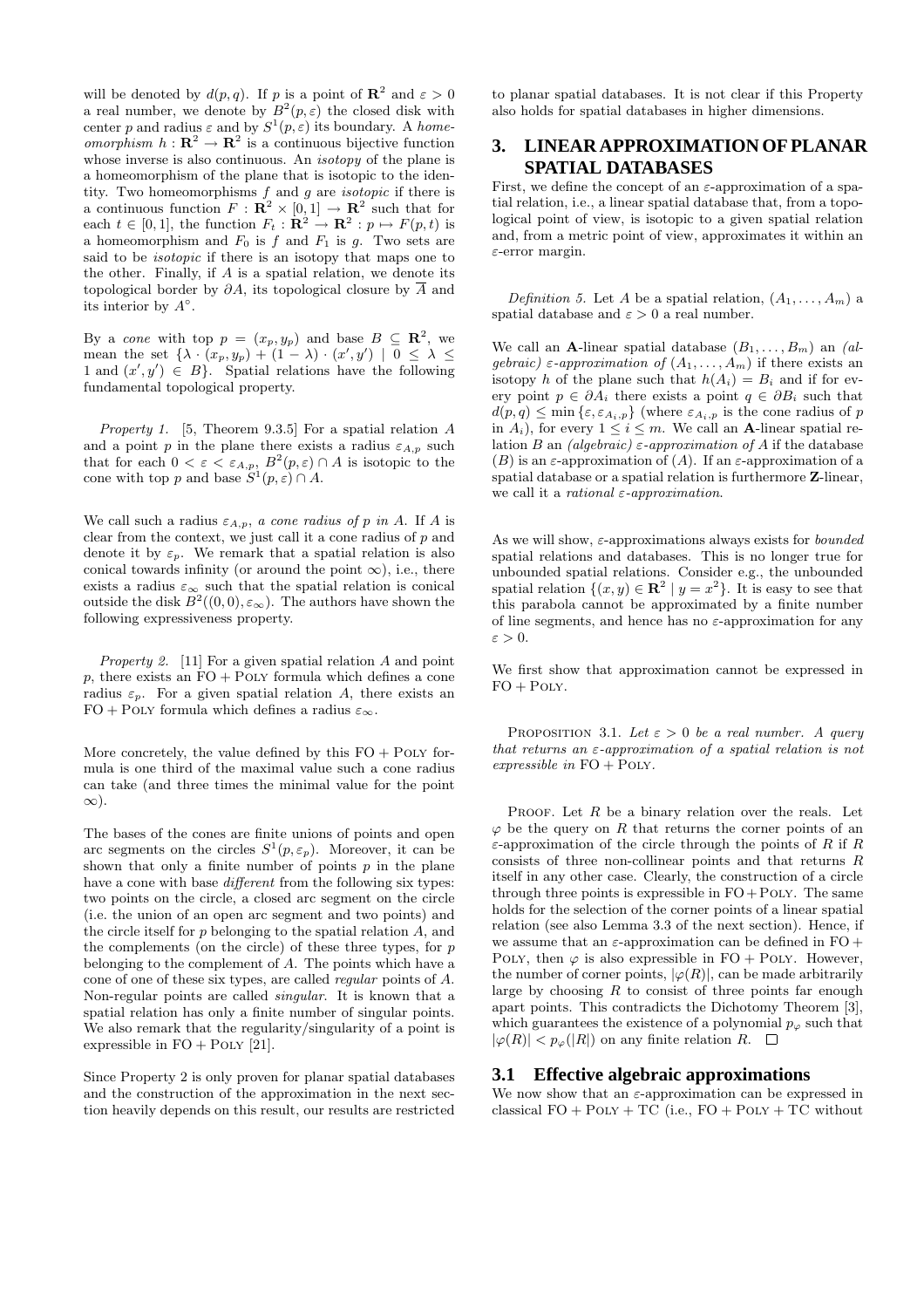will be denoted by $d(p, q)$. If $p$ is a point of $\mathbf{R}^2$ and $\varepsilon > 0$ a real number, we denote by $B^2(p, \varepsilon)$ the closed disk with center $p$ and radius $\varepsilon$ and by $S^1(p, \varepsilon)$ its boundary. A *homeomorphism* $h : \mathbf{R}^2 \rightarrow \mathbf{R}^2$ is a continuous bijective function whose inverse is also continuous. An *isotopy* of the plane is a homeomorphism of the plane that is isotopic to the identity. Two homeomorphisms $f$ and $g$ are *isotopic* if there is a continuous function $F : \mathbf{R}^2 \times [0, 1] \rightarrow \mathbf{R}^2$ such that for each $t \in [0, 1]$, the function $F_t : \mathbf{R}^2 \rightarrow \mathbf{R}^2 : p \mapsto F(p, t)$ is a homeomorphism and $F_0$ is $f$ and $F_1$ is $g$. Two sets are said to be *isotopic* if there is an isotopy that maps one to the other. Finally, if $A$ is a spatial relation, we denote its topological border by $\partial A$, its topological closure by $\overline{A}$ and its interior by $A^\circ$.

By a *cone* with top $p = (x_p, y_p)$ and base $B \subseteq \mathbf{R}^2$, we mean the set $\{\lambda \cdot (x_p, y_p) + (1 - \lambda) \cdot (x', y') \mid 0 \leq \lambda \leq 1 \text{ and } (x', y') \in B\}$. Spatial relations have the following fundamental topological property.

*Property 1.* [5, Theorem 9.3.5] For a spatial relation $A$ and a point $p$ in the plane there exists a radius $\varepsilon_{A,p}$ such that for each $0 < \varepsilon < \varepsilon_{A,p}$, $B^2(p, \varepsilon) \cap A$ is isotopic to the cone with top $p$ and base $S^1(p, \varepsilon) \cap A$.

We call such a radius $\varepsilon_{A,p}$, *a cone radius of p in A*. If $A$ is clear from the context, we just call it a cone radius of $p$ and denote it by $\varepsilon_p$. We remark that a spatial relation is also conical towards infinity (or around the point $\infty$), i.e., there exists a radius $\varepsilon_\infty$ such that the spatial relation is conical outside the disk $B^2((0, 0), \varepsilon_\infty)$. The authors have shown the following expressiveness property.

*Property 2.* [11] For a given spatial relation $A$ and point $p$, there exists an FO + POLY formula which defines a cone radius $\varepsilon_p$. For a given spatial relation $A$, there exists an FO + POLY formula which defines a radius $\varepsilon_\infty$.

More concretely, the value defined by this FO + POLY formula is one third of the maximal value such a cone radius can take (and three times the minimal value for the point $\infty$).

The bases of the cones are finite unions of points and open arc segments on the circles $S^1(p, \varepsilon_p)$. Moreover, it can be shown that only a finite number of points $p$ in the plane have a cone with base *different* from the following six types: two points on the circle, a closed arc segment on the circle (i.e. the union of an open arc segment and two points) and the circle itself for $p$ belonging to the spatial relation $A$, and the complements (on the circle) of these three types, for $p$ belonging to the complement of $A$. The points which have a cone of one of these six types, are called *regular* points of $A$. Non-regular points are called *singular*. It is known that a spatial relation has only a finite number of singular points. We also remark that the regularity/singularity of a point is expressible in FO + POLY [21].

Since Property 2 is only proven for planar spatial databases and the construction of the approximation in the next section heavily depends on this result, our results are restricted to planar spatial databases. It is not clear if this Property also holds for spatial databases in higher dimensions.

## 3. LINEAR APPROXIMATION OF PLANAR SPATIAL DATABASES

First, we define the concept of an $\varepsilon$-approximation of a spatial relation, i.e., a linear spatial database that, from a topological point of view, is isotopic to a given spatial relation and, from a metric point of view, approximates it within an $\varepsilon$-error margin.

*Definition 5.* Let $A$ be a spatial relation, $(A_1, \ldots, A_m)$ a spatial database and $\varepsilon > 0$ a real number.

We call an **A**-linear spatial database $(B_1, \ldots, B_m)$ an *(algebraic) $\varepsilon$-approximation of* $(A_1, \ldots, A_m)$ if there exists an isotopy $h$ of the plane such that $h(A_i) = B_i$ and if for every point $p \in \partial A_i$ there exists a point $q \in \partial B_i$ such that $d(p, q) \leq \min\{\varepsilon, \varepsilon_{A_i,p}\}$ (where $\varepsilon_{A_i,p}$ is the cone radius of $p$ in $A_i$), for every $1 \leq i \leq m$. We call an **A**-linear spatial relation $B$ an *(algebraic) $\varepsilon$-approximation of* $A$ if the database $(B)$ is an $\varepsilon$-approximation of $(A)$. If an $\varepsilon$-approximation of a spatial database or a spatial relation is furthermore **Z**-linear, we call it a *rational $\varepsilon$-approximation*.

As we will show, $\varepsilon$-approximations always exists for *bounded* spatial relations and databases. This is no longer true for unbounded spatial relations. Consider e.g., the unbounded spatial relation $\{(x, y) \in \mathbf{R}^2 \mid y = x^2\}$. It is easy to see that this parabola cannot be approximated by a finite number of line segments, and hence has no $\varepsilon$-approximation for any $\varepsilon > 0$.

We first show that approximation cannot be expressed in FO + POLY.

PROPOSITION 3.1. *Let $\varepsilon > 0$ be a real number. A query that returns an $\varepsilon$-approximation of a spatial relation is not expressible in* FO + POLY.

PROOF. Let $R$ be a binary relation over the reals. Let $\varphi$ be the query on $R$ that returns the corner points of an $\varepsilon$-approximation of the circle through the points of $R$ if $R$ consists of three non-collinear points and that returns $R$ itself in any other case. Clearly, the construction of a circle through three points is expressible in FO + POLY. The same holds for the selection of the corner points of a linear spatial relation (see also Lemma 3.3 of the next section). Hence, if we assume that an $\varepsilon$-approximation can be defined in FO + POLY, then $\varphi$ is also expressible in FO + POLY. However, the number of corner points, $|\varphi(R)|$, can be made arbitrarily large by choosing $R$ to consist of three points far enough apart points. This contradicts the Dichotomy Theorem [3], which guarantees the existence of a polynomial $p_\varphi$ such that $|\varphi(R)| < p_\varphi(|R|)$ on any finite relation $R$. $\square$

### 3.1 Effective algebraic approximations

We now show that an $\varepsilon$-approximation can be expressed in classical FO + POLY + TC (i.e., FO + POLY + TC without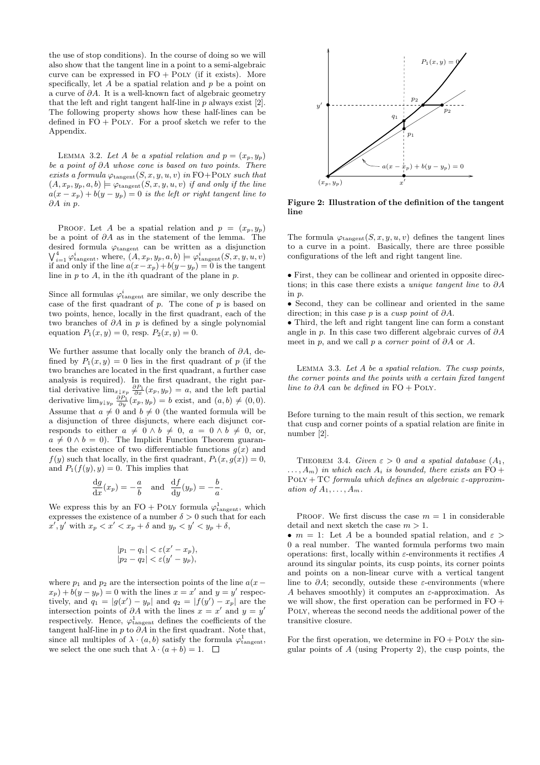the use of stop conditions). In the course of doing so we will also show that the tangent line in a point to a semi-algebraic curve can be expressed in FO + Poly (if it exists). More specifically, let $A$ be a spatial relation and $p$ be a point on a curve of $\partial A$. It is a well-known fact of algebraic geometry that the left and right tangent half-line in $p$ always exist [2]. The following property shows how these half-lines can be defined in FO + Poly. For a proof sketch we refer to the Appendix.

Lemma 3.2. *Let $A$ be a spatial relation and $p = (x_p, y_p)$ be a point of $\partial A$ whose cone is based on two points. There exists a formula $\varphi_{\text{tangent}}(S, x, y, u, v)$ in FO+Poly such that $(A, x_p, y_p, a, b) \models \varphi_{\text{tangent}}(S, x, y, u, v)$ if and only if the line $a(x - x_p) + b(y - y_p) = 0$ is the left or right tangent line to $\partial A$ in $p$.*

Proof. Let $A$ be a spatial relation and $p = (x_p, y_p)$ be a point of $\partial A$ as in the statement of the lemma. The desired formula $\varphi_{\text{tangent}}$ can be written as a disjunction $\bigvee_{i=1}^{4} \varphi^i_{\text{tangent}}$, where, $(A, x_p, y_p, a, b) \models \varphi^i_{\text{tangent}}(S, x, y, u, v)$ if and only if the line $a(x-x_p)+b(y-y_p) = 0$ is the tangent line in $p$ to $A$, in the $i$th quadrant of the plane in $p$.

Since all formulas $\varphi^i_{\text{tangent}}$ are similar, we only describe the case of the first quadrant of $p$. The cone of $p$ is based on two points, hence, locally in the first quadrant, each of the two branches of $\partial A$ in $p$ is defined by a single polynomial equation $P_1(x, y) = 0$, resp. $P_2(x, y) = 0$.

We further assume that locally only the branch of $\partial A$, defined by $P_1(x, y) = 0$ lies in the first quadrant of $p$ (if the two branches are located in the first quadrant, a further case analysis is required). In the first quadrant, the right partial derivative $\lim_{x \downarrow x_p} \frac{\partial P_1}{\partial x}(x_p, y_p) = a$, and the left partial derivative $\lim_{y \downarrow y_p} \frac{\partial P_1}{\partial y}(x_p, y_p) = b$ exist, and $(a, b) \neq (0, 0)$. Assume that $a \neq 0$ and $b \neq 0$ (the wanted formula will be a disjunction of three disjuncts, where each disjunct corresponds to either $a \neq 0 \wedge b \neq 0$, $a = 0 \wedge b \neq 0$, or, $a \neq 0 \wedge b = 0$). The Implicit Function Theorem guarantees the existence of two differentiable functions $g(x)$ and $f(y)$ such that locally, in the first quadrant, $P_1(x, g(x)) = 0$, and $P_1(f(y), y) = 0$. This implies that

$$\frac{\mathrm{d}g}{\mathrm{d}x}(x_p) = -\frac{a}{b} \quad \text{and} \quad \frac{\mathrm{d}f}{\mathrm{d}y}(y_p) = -\frac{b}{a}.$$

We express this by an FO + Poly formula $\varphi^1_{\text{tangent}}$, which expresses the existence of a number $\delta > 0$ such that for each $x', y'$ with $x_p < x' < x_p + \delta$ and $y_p < y' < y_p + \delta$,

$$|p_1 - q_1| < \varepsilon(x' - x_p),$$
$$|p_2 - q_2| < \varepsilon(y' - y_p),$$

where $p_1$ and $p_2$ are the intersection points of the line $a(x - x_p) + b(y - y_p) = 0$ with the lines $x = x'$ and $y = y'$ respectively, and $q_1 = |g(x') - y_p|$ and $q_2 = |f(y') - x_p|$ are the intersection points of $\partial A$ with the lines $x = x'$ and $y = y'$ respectively. Hence, $\varphi^1_{\text{tangent}}$ defines the coefficients of the tangent half-line in $p$ to $\partial A$ in the first quadrant. Note that, since all multiples of $\lambda \cdot (a, b)$ satisfy the formula $\varphi^1_{\text{tangent}}$, we select the one such that $\lambda \cdot (a + b) = 1$. $\square$

**Figure 2: Illustration of the definition of the tangent line**

The formula $\varphi_{\text{tangent}}(S, x, y, u, v)$ defines the tangent lines to a curve in a point. Basically, there are three possible configurations of the left and right tangent line.

- First, they can be collinear and oriented in opposite directions; in this case there exists a *unique tangent line* to $\partial A$ in $p$.
- Second, they can be collinear and oriented in the same direction; in this case $p$ is a *cusp point* of $\partial A$.
- Third, the left and right tangent line can form a constant angle in $p$. In this case two different algebraic curves of $\partial A$ meet in $p$, and we call $p$ a *corner point* of $\partial A$ or $A$.

Lemma 3.3. *Let $A$ be a spatial relation. The cusp points, the corner points and the points with a certain fixed tangent line to $\partial A$ can be defined in* FO + Poly.

Before turning to the main result of this section, we remark that cusp and corner points of a spatial relation are finite in number [2].

Theorem 3.4. *Given $\varepsilon > 0$ and a spatial database $(A_1, \ldots, A_m)$ in which each $A_i$ is bounded, there exists an* FO + Poly + TC *formula which defines an algebraic $\varepsilon$-approximation of $A_1, \ldots, A_m$.*

Proof. We first discuss the case $m = 1$ in considerable detail and next sketch the case $m > 1$.

- $m = 1$: Let $A$ be a bounded spatial relation, and $\varepsilon > 0$ a real number. The wanted formula performs two main operations: first, locally within $\varepsilon$-environments it rectifies $A$ around its singular points, its cusp points, its corner points and points on a non-linear curve with a vertical tangent line to $\partial A$; secondly, outside these $\varepsilon$-environments (where $A$ behaves smoothly) it computes an $\varepsilon$-approximation. As we will show, the first operation can be performed in FO + Poly, whereas the second needs the additional power of the transitive closure.

For the first operation, we determine in FO + Poly the singular points of $A$ (using Property 2), the cusp points, the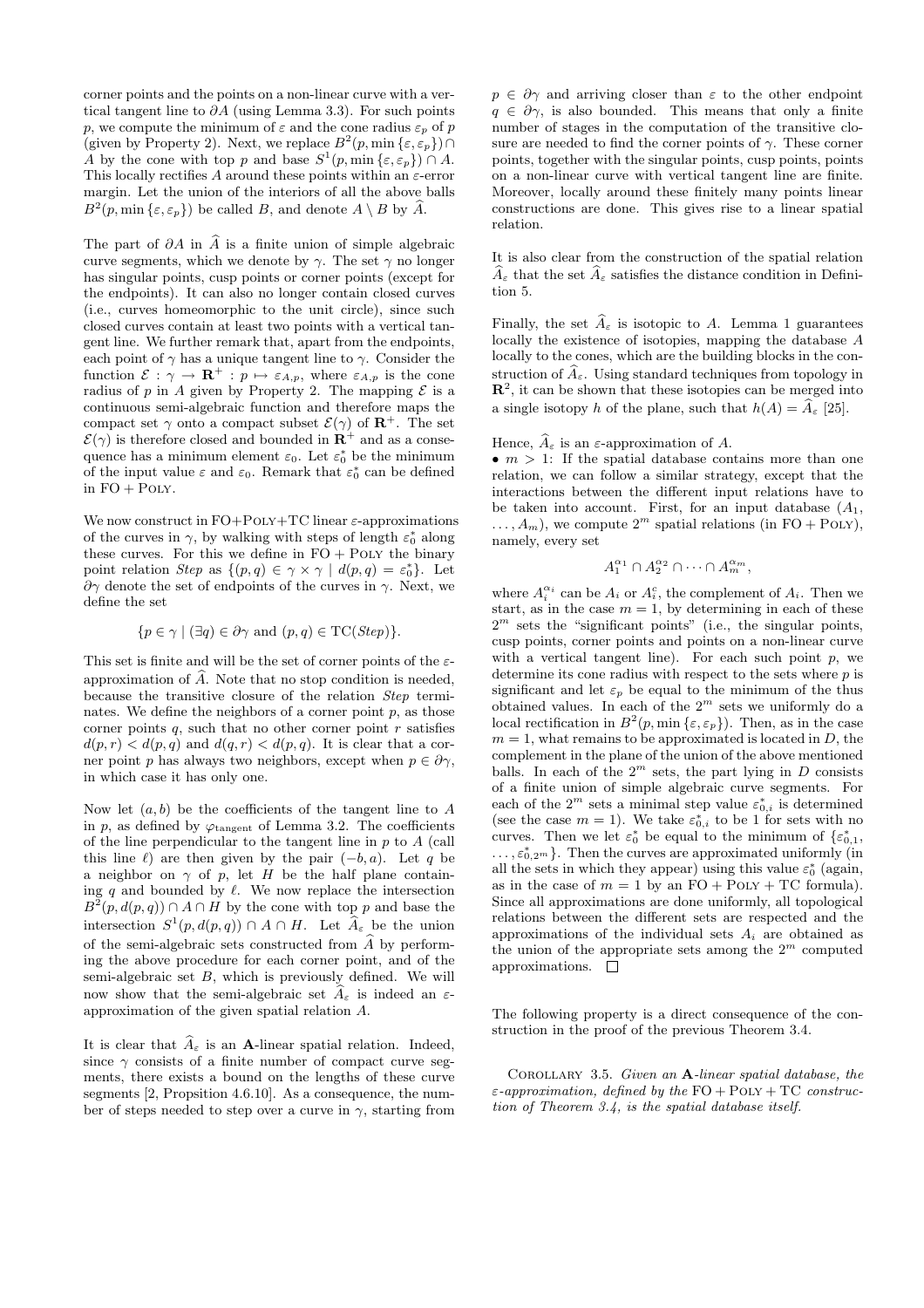corner points and the points on a non-linear curve with a vertical tangent line to $\partial A$ (using Lemma 3.3). For such points $p$, we compute the minimum of $\varepsilon$ and the cone radius $\varepsilon_p$ of $p$ (given by Property 2). Next, we replace $B^2(p, \min\{\varepsilon, \varepsilon_p\}) \cap A$ by the cone with top $p$ and base $S^1(p, \min\{\varepsilon, \varepsilon_p\}) \cap A$. This locally rectifies $A$ around these points within an $\varepsilon$-error margin. Let the union of the interiors of all the above balls $B^2(p, \min\{\varepsilon, \varepsilon_p\})$ be called $B$, and denote $A \setminus B$ by $\widehat{A}$.

The part of $\partial A$ in $\widehat{A}$ is a finite union of simple algebraic curve segments, which we denote by $\gamma$. The set $\gamma$ no longer has singular points, cusp points or corner points (except for the endpoints). It can also no longer contain closed curves (i.e., curves homeomorphic to the unit circle), since such closed curves contain at least two points with a vertical tangent line. We further remark that, apart from the endpoints, each point of $\gamma$ has a unique tangent line to $\gamma$. Consider the function $\mathcal{E} : \gamma \to \mathbf{R}^+ : p \mapsto \varepsilon_{A,p}$, where $\varepsilon_{A,p}$ is the cone radius of $p$ in $A$ given by Property 2. The mapping $\mathcal{E}$ is a continuous semi-algebraic function and therefore maps the compact set $\gamma$ onto a compact subset $\mathcal{E}(\gamma)$ of $\mathbf{R}^+$. The set $\mathcal{E}(\gamma)$ is therefore closed and bounded in $\mathbf{R}^+$ and as a consequence has a minimum element $\varepsilon_0$. Let $\varepsilon_0^*$ be the minimum of the input value $\varepsilon$ and $\varepsilon_0$. Remark that $\varepsilon_0^*$ can be defined in FO + Poly.

We now construct in FO+Poly+TC linear $\varepsilon$-approximations of the curves in $\gamma$, by walking with steps of length $\varepsilon_0^*$ along these curves. For this we define in FO + Poly the binary point relation *Step* as $\{(p, q) \in \gamma \times \gamma \mid d(p, q) = \varepsilon_0^*\}$. Let $\partial\gamma$ denote the set of endpoints of the curves in $\gamma$. Next, we define the set

$$\{p \in \gamma \mid (\exists q) \in \partial\gamma \text{ and } (p, q) \in \mathrm{TC}(Step)\}.$$

This set is finite and will be the set of corner points of the $\varepsilon$-approximation of $\widehat{A}$. Note that no stop condition is needed, because the transitive closure of the relation *Step* terminates. We define the neighbors of a corner point $p$, as those corner points $q$, such that no other corner point $r$ satisfies $d(p, r) < d(p, q)$ and $d(q, r) < d(p, q)$. It is clear that a corner point $p$ has always two neighbors, except when $p \in \partial\gamma$, in which case it has only one.

Now let $(a, b)$ be the coefficients of the tangent line to $A$ in $p$, as defined by $\varphi_{\text{tangent}}$ of Lemma 3.2. The coefficients of the line perpendicular to the tangent line in $p$ to $A$ (call this line $\ell$) are then given by the pair $(-b, a)$. Let $q$ be a neighbor on $\gamma$ of $p$, let $H$ be the half plane containing $q$ and bounded by $\ell$. We now replace the intersection $B^2(p, d(p, q)) \cap A \cap H$ by the cone with top $p$ and base the intersection $S^1(p, d(p, q)) \cap A \cap H$. Let $\widehat{A}_\varepsilon$ be the union of the semi-algebraic sets constructed from $\widehat{A}$ by performing the above procedure for each corner point, and of the semi-algebraic set $B$, which is previously defined. We will now show that the semi-algebraic set $\widehat{A}_\varepsilon$ is indeed an $\varepsilon$-approximation of the given spatial relation $A$.

It is clear that $\widehat{A}_\varepsilon$ is an $\mathbf{A}$-linear spatial relation. Indeed, since $\gamma$ consists of a finite number of compact curve segments, there exists a bound on the lengths of these curve segments [2, Propsition 4.6.10]. As a consequence, the number of steps needed to step over a curve in $\gamma$, starting from $p \in \partial\gamma$ and arriving closer than $\varepsilon$ to the other endpoint $q \in \partial\gamma$, is also bounded. This means that only a finite number of stages in the computation of the transitive closure are needed to find the corner points of $\gamma$. These corner points, together with the singular points, cusp points, points on a non-linear curve with vertical tangent line are finite. Moreover, locally around these finitely many points linear constructions are done. This gives rise to a linear spatial relation.

It is also clear from the construction of the spatial relation $\widehat{A}_\varepsilon$ that the set $\widehat{A}_\varepsilon$ satisfies the distance condition in Definition 5.

Finally, the set $\widehat{A}_\varepsilon$ is isotopic to $A$. Lemma 1 guarantees locally the existence of isotopies, mapping the database $A$ locally to the cones, which are the building blocks in the construction of $\widehat{A}_\varepsilon$. Using standard techniques from topology in $\mathbf{R}^2$, it can be shown that these isotopies can be merged into a single isotopy $h$ of the plane, such that $h(A) = \widehat{A}_\varepsilon$ [25].

Hence, $\widehat{A}_\varepsilon$ is an $\varepsilon$-approximation of $A$.

- $m > 1$: If the spatial database contains more than one relation, we can follow a similar strategy, except that the interactions between the different input relations have to be taken into account. First, for an input database $(A_1, \ldots, A_m)$, we compute $2^m$ spatial relations (in FO + Poly), namely, every set

$$A_1^{\alpha_1} \cap A_2^{\alpha_2} \cap \cdots \cap A_m^{\alpha_m},$$

where $A_i^{\alpha_i}$ can be $A_i$ or $A_i^c$, the complement of $A_i$. Then we start, as in the case $m = 1$, by determining in each of these $2^m$ sets the "significant points" (i.e., the singular points, cusp points, corner points and points on a non-linear curve with a vertical tangent line). For each such point $p$, we determine its cone radius with respect to the sets where $p$ is significant and let $\varepsilon_p$ be equal to the minimum of the thus obtained values. In each of the $2^m$ sets we uniformly do a local rectification in $B^2(p, \min\{\varepsilon, \varepsilon_p\})$. Then, as in the case $m = 1$, what remains to be approximated is located in $D$, the complement in the plane of the union of the above mentioned balls. In each of the $2^m$ sets, the part lying in $D$ consists of a finite union of simple algebraic curve segments. For each of the $2^m$ sets a minimal step value $\varepsilon_{0,i}^*$ is determined (see the case $m = 1$). We take $\varepsilon_{0,i}^*$ to be 1 for sets with no curves. Then we let $\varepsilon_0^*$ be equal to the minimum of $\{\varepsilon_{0,1}^*, \ldots, \varepsilon_{0,2^m}^*\}$. Then the curves are approximated uniformly (in all the sets in which they appear) using this value $\varepsilon_0^*$ (again, as in the case of $m = 1$ by an FO + Poly + TC formula). Since all approximations are done uniformly, all topological relations between the different sets are respected and the approximations of the individual sets $A_i$ are obtained as the union of the appropriate sets among the $2^m$ computed approximations. $\square$

The following property is a direct consequence of the construction in the proof of the previous Theorem 3.4.

Corollary 3.5. *Given an $\mathbf{A}$-linear spatial database, the $\varepsilon$-approximation, defined by the* FO + Poly + TC *construction of Theorem 3.4, is the spatial database itself.*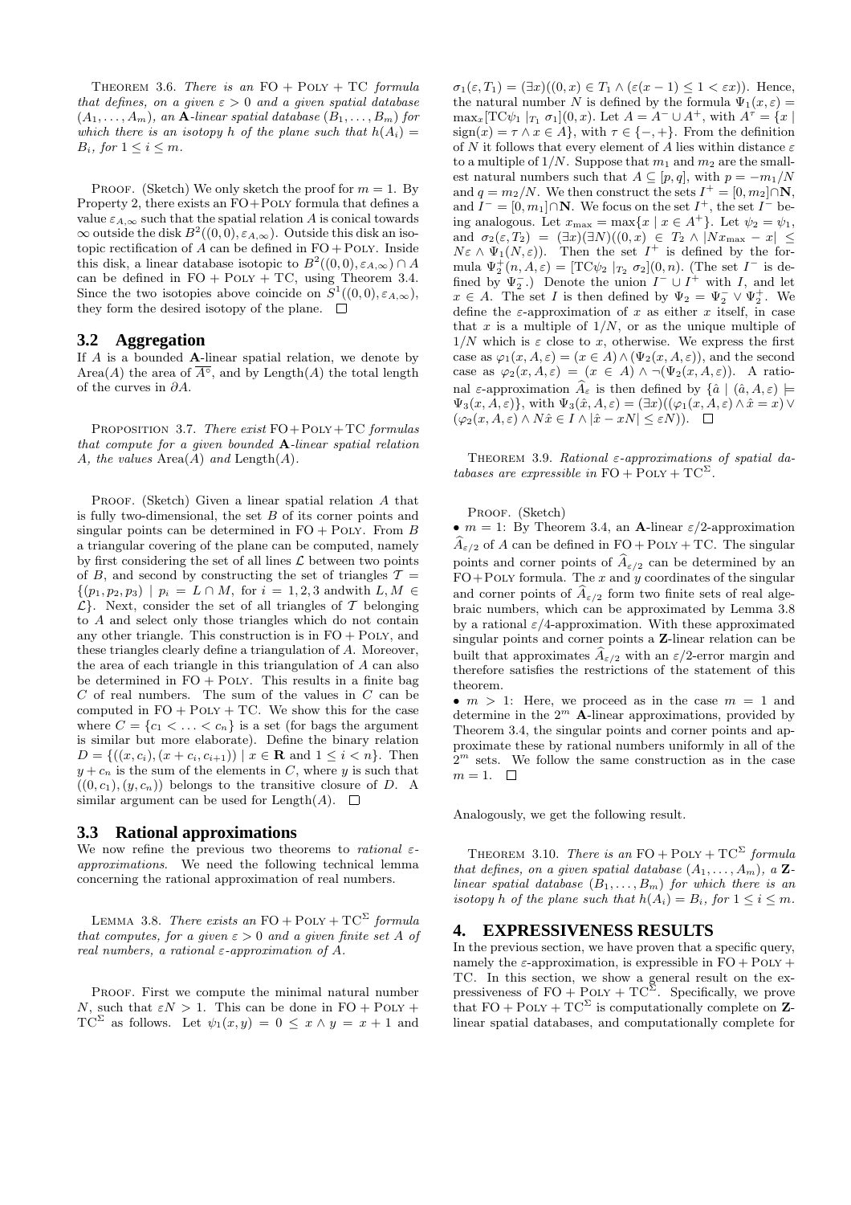THEOREM 3.6. *There is an* FO + POLY + TC *formula that defines, on a given $\varepsilon > 0$ and a given spatial database $(A_1, \ldots, A_m)$, an* **A***-linear spatial database $(B_1, \ldots, B_m)$ for which there is an isotopy $h$ of the plane such that $h(A_i) = B_i$, for $1 \le i \le m$.*

PROOF. (Sketch) We only sketch the proof for $m = 1$. By Property 2, there exists an FO+POLY formula that defines a value $\varepsilon_{A,\infty}$ such that the spatial relation $A$ is conical towards $\infty$ outside the disk $B^2((0,0), \varepsilon_{A,\infty})$. Outside this disk an isotopic rectification of $A$ can be defined in FO + POLY. Inside this disk, a linear database isotopic to $B^2((0,0), \varepsilon_{A,\infty}) \cap A$ can be defined in FO + POLY + TC, using Theorem 3.4. Since the two isotopies above coincide on $S^1((0,0), \varepsilon_{A,\infty})$, they form the desired isotopy of the plane. $\Box$

## 3.2 Aggregation

If $A$ is a bounded **A**-linear spatial relation, we denote by $\text{Area}(A)$ the area of $\overline{A^\circ}$, and by $\text{Length}(A)$ the total length of the curves in $\partial A$.

PROPOSITION 3.7. *There exist* FO+POLY+TC *formulas that compute for a given bounded* **A***-linear spatial relation $A$, the values $\text{Area}(A)$ and $\text{Length}(A)$.*

PROOF. (Sketch) Given a linear spatial relation $A$ that is fully two-dimensional, the set $B$ of its corner points and singular points can be determined in FO + POLY. From $B$ a triangular covering of the plane can be computed, namely by first considering the set of all lines $\mathcal{L}$ between two points of $B$, and second by constructing the set of triangles $\mathcal{T} = \{(p_1, p_2, p_3) \mid p_i = L \cap M, \text{ for } i = 1, 2, 3 \text{ andwith } L, M \in \mathcal{L}\}$. Next, consider the set of all triangles of $\mathcal{T}$ belonging to $A$ and select only those triangles which do not contain any other triangle. This construction is in FO + POLY, and these triangles clearly define a triangulation of $A$. Moreover, the area of each triangle in this triangulation of $A$ can also be determined in FO + POLY. This results in a finite bag $C$ of real numbers. The sum of the values in $C$ can be computed in FO + POLY + TC. We show this for the case where $C = \{c_1 < \ldots < c_n\}$ is a set (for bags the argument is similar but more elaborate). Define the binary relation $D = \{((x, c_i), (x + c_i, c_{i+1})) \mid x \in \mathbf{R} \text{ and } 1 \le i < n\}$. Then $y + c_n$ is the sum of the elements in $C$, where $y$ is such that $((0, c_1), (y, c_n))$ belongs to the transitive closure of $D$. A similar argument can be used for $\text{Length}(A)$. $\Box$

## 3.3 Rational approximations

We now refine the previous two theorems to *rational $\varepsilon$-approximations*. We need the following technical lemma concerning the rational approximation of real numbers.

LEMMA 3.8. *There exists an* $\text{FO} + \text{POLY} + \text{TC}^\Sigma$ *formula that computes, for a given $\varepsilon > 0$ and a given finite set $A$ of real numbers, a rational $\varepsilon$-approximation of $A$.*

PROOF. First we compute the minimal natural number $N$, such that $\varepsilon N > 1$. This can be done in $\text{FO} + \text{POLY} + \text{TC}^\Sigma$ as follows. Let $\psi_1(x, y) = 0 \le x \wedge y = x + 1$ and $\sigma_1(\varepsilon, T_1) = (\exists x)((0, x) \in T_1 \wedge (\varepsilon(x - 1) \le 1 < \varepsilon x))$. Hence, the natural number $N$ is defined by the formula $\Psi_1(x, \varepsilon) = \max_x[\text{TC}\psi_1 \mid_{T_1} \sigma_1](0, x)$. Let $A = A^- \cup A^+$, with $A^\tau = \{x \mid \text{sign}(x) = \tau \wedge x \in A\}$, with $\tau \in \{-, +\}$. From the definition of $N$ it follows that every element of $A$ lies within distance $\varepsilon$ to a multiple of $1/N$. Suppose that $m_1$ and $m_2$ are the smallest natural numbers such that $A \subseteq [p, q]$, with $p = -m_1/N$ and $q = m_2/N$. We then construct the sets $I^+ = [0, m_2] \cap \mathbf{N}$, and $I^- = [0, m_1] \cap \mathbf{N}$. We focus on the set $I^+$, the set $I^-$ being analogous. Let $x_{\max} = \max\{x \mid x \in A^+\}$. Let $\psi_2 = \psi_1$, and $\sigma_2(\varepsilon, T_2) = (\exists x)(\exists N)((0, x) \in T_2 \wedge |Nx_{\max} - x| \le N\varepsilon \wedge \Psi_1(N, \varepsilon))$. Then the set $I^+$ is defined by the formula $\Psi_2^+(n, A, \varepsilon) = [\text{TC}\psi_2 \mid_{T_2} \sigma_2](0, n)$. (The set $I^-$ is defined by $\Psi_2^-$.) Denote the union $I^- \cup I^+$ with $I$, and let $x \in A$. The set $I$ is then defined by $\Psi_2 = \Psi_2^- \vee \Psi_2^+$. We define the $\varepsilon$-approximation of $x$ as either $x$ itself, in case that $x$ is a multiple of $1/N$, or as the unique multiple of $1/N$ which is $\varepsilon$ close to $x$, otherwise. We express the first case as $\varphi_1(x, A, \varepsilon) = (x \in A) \wedge (\Psi_2(x, A, \varepsilon))$, and the second case as $\varphi_2(x, A, \varepsilon) = (x \in A) \wedge \neg(\Psi_2(x, A, \varepsilon))$. A rational $\varepsilon$-approximation $\widehat{A}_\varepsilon$ is then defined by $\{\hat{a} \mid (\hat{a}, A, \varepsilon) \models \Psi_3(x, A, \varepsilon)\}$, with $\Psi_3(\hat{x}, A, \varepsilon) = (\exists x)((\varphi_1(x, A, \varepsilon) \wedge \hat{x} = x) \vee (\varphi_2(x, A, \varepsilon) \wedge N\hat{x} \in I \wedge |\hat{x} - xN| \le \varepsilon N))$. $\Box$

THEOREM 3.9. *Rational $\varepsilon$-approximations of spatial databases are expressible in* $\text{FO} + \text{POLY} + \text{TC}^\Sigma$.

PROOF. (Sketch)

- $m = 1$: By Theorem 3.4, an **A**-linear $\varepsilon/2$-approximation $\widehat{A}_{\varepsilon/2}$ of $A$ can be defined in FO + POLY + TC. The singular points and corner points of $\widehat{A}_{\varepsilon/2}$ can be determined by an FO+POLY formula. The $x$ and $y$ coordinates of the singular and corner points of $\widehat{A}_{\varepsilon/2}$ form two finite sets of real algebraic numbers, which can be approximated by Lemma 3.8 by a rational $\varepsilon/4$-approximation. With these approximated singular points and corner points a **Z**-linear relation can be built that approximates $\widehat{A}_{\varepsilon/2}$ with an $\varepsilon/2$-error margin and therefore satisfies the restrictions of the statement of this theorem.
- $m > 1$: Here, we proceed as in the case $m = 1$ and determine in the $2^m$ **A**-linear approximations, provided by Theorem 3.4, the singular points and corner points and approximate these by rational numbers uniformly in all of the $2^m$ sets. We follow the same construction as in the case $m = 1$. $\Box$

Analogously, we get the following result.

THEOREM 3.10. *There is an* $\text{FO} + \text{POLY} + \text{TC}^\Sigma$ *formula that defines, on a given spatial database $(A_1, \ldots, A_m)$, a* **Z***-linear spatial database $(B_1, \ldots, B_m)$ for which there is an isotopy $h$ of the plane such that $h(A_i) = B_i$, for $1 \le i \le m$.*

# 4. EXPRESSIVENESS RESULTS

In the previous section, we have proven that a specific query, namely the $\varepsilon$-approximation, is expressible in FO + POLY + TC. In this section, we show a general result on the expressiveness of $\text{FO} + \text{POLY} + \text{TC}^\Sigma$. Specifically, we prove that $\text{FO} + \text{POLY} + \text{TC}^\Sigma$ is computationally complete on **Z**-linear spatial databases, and computationally complete for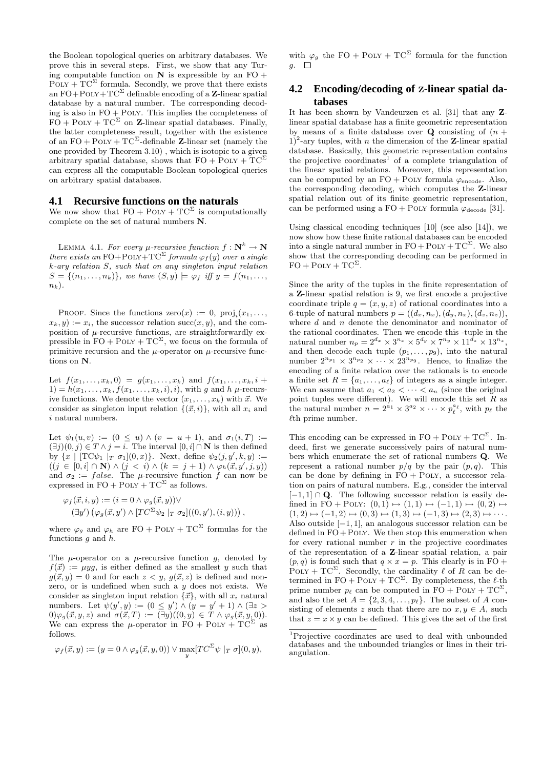the Boolean topological queries on arbitrary databases. We prove this in several steps. First, we show that any Turing computable function on $\mathbf{N}$ is expressible by an $\mathrm{FO} + \mathrm{POLY} + \mathrm{TC}^{\Sigma}$ formula. Secondly, we prove that there exists an $\mathrm{FO}+\mathrm{POLY}+\mathrm{TC}^{\Sigma}$ definable encoding of a $\mathbf{Z}$-linear spatial database by a natural number. The corresponding decoding is also in $\mathrm{FO} + \mathrm{POLY}$. This implies the completeness of $\mathrm{FO} + \mathrm{POLY} + \mathrm{TC}^{\Sigma}$ on $\mathbf{Z}$-linear spatial databases. Finally, the latter completeness result, together with the existence of an $\mathrm{FO} + \mathrm{POLY} + \mathrm{TC}^{\Sigma}$-definable $\mathbf{Z}$-linear set (namely the one provided by Theorem 3.10) , which is isotopic to a given arbitrary spatial database, shows that $\mathrm{FO} + \mathrm{POLY} + \mathrm{TC}^{\Sigma}$ can express all the computable Boolean topological queries on arbitrary spatial databases.

## 4.1 Recursive functions on the naturals

We now show that $\mathrm{FO} + \mathrm{POLY} + \mathrm{TC}^{\Sigma}$ is computationally complete on the set of natural numbers $\mathbf{N}$.

LEMMA 4.1. *For every $\mu$-recursive function $f : \mathbf{N}^k \to \mathbf{N}$ there exists an $\mathrm{FO}+\mathrm{POLY}+\mathrm{TC}^{\Sigma}$ formula $\varphi_f(y)$ over a single $k$-ary relation $S$, such that on any singleton input relation $S = \{(n_1, \ldots, n_k)\}$, we have $(S, y) \models \varphi_f$ iff $y = f(n_1, \ldots, n_k)$.*

PROOF. Since the functions $\mathrm{zero}(x) := 0$, $\mathrm{proj}_i(x_1, \ldots, x_k, y) := x_i$, the successor relation $\mathrm{succ}(x, y)$, and the composition of $\mu$-recursive functions, are straightforwardly expressible in $\mathrm{FO} + \mathrm{POLY} + \mathrm{TC}^{\Sigma}$, we focus on the formula of primitive recursion and the $\mu$-operator on $\mu$-recursive functions on $\mathbf{N}$.

Let $f(x_1, \ldots, x_k, 0) = g(x_1, \ldots, x_k)$ and $f(x_1, \ldots, x_k, i + 1) = h(x_1, \ldots, x_k, f(x_1, \ldots, x_k, i), i)$, with $g$ and $h$ $\mu$-recursive functions. We denote the vector $(x_1, \ldots, x_k)$ with $\vec{x}$. We consider as singleton input relation $\{(\vec{x}, i)\}$, with all $x_i$ and $i$ natural numbers.

Let $\psi_1(u, v) := (0 \le u) \wedge (v = u + 1)$, and $\sigma_1(i, T) := (\exists j)(0, j) \in T \wedge j = i$. The interval $[0, i] \cap \mathbf{N}$ is then defined by $\{x \mid [\mathrm{TC}\psi_1 \mid_T \sigma_1](0, x)\}$. Next, define $\psi_2(j, y', k, y) := ((j \in [0, i] \cap \mathbf{N}) \wedge (j < i) \wedge (k = j + 1) \wedge \varphi_h(\vec{x}, y', j, y))$ and $\sigma_2 := false$. The $\mu$-recursive function $f$ can now be expressed in $\mathrm{FO} + \mathrm{POLY} + \mathrm{TC}^{\Sigma}$ as follows.

$$\varphi_f(\vec{x}, i, y) := (i = 0 \wedge \varphi_g(\vec{x}, y)) \vee$$
$$(\exists y') \left(\varphi_g(\vec{x}, y') \wedge [TC^{\Sigma}\psi_2 \mid_T \sigma_2]((0, y'), (i, y))\right),$$

where $\varphi_g$ and $\varphi_h$ are $\mathrm{FO} + \mathrm{POLY} + \mathrm{TC}^{\Sigma}$ formulas for the functions $g$ and $h$.

The $\mu$-operator on a $\mu$-recursive function $g$, denoted by $f(\vec{x}) := \mu y g$, is either defined as the smallest $y$ such that $g(\vec{x}, y) = 0$ and for each $z < y$, $g(\vec{x}, z)$ is defined and nonzero, or is undefined when such a $y$ does not exists. We consider as singleton input relation $\{\vec{x}\}$, with all $x_i$ natural numbers. Let $\psi(y', y) := (0 \le y') \wedge (y = y' + 1) \wedge (\exists z > 0)\varphi_g(\vec{x}, y, z)$ and $\sigma(T) := (\exists y)((0, y) \in T \wedge \varphi_g(\vec{x}, y, 0))$. We can express the $\mu$-operator in $\mathrm{FO} + \mathrm{POLY} + \mathrm{TC}^{\Sigma}$ as follows.

$$\varphi_f(\vec{x}, y) := (y = 0 \wedge \varphi_g(\vec{x}, y, 0)) \vee \max_y [TC^{\Sigma}\psi \mid_T \sigma](0, y),$$

with $\varphi_g$ the $\mathrm{FO} + \mathrm{POLY} + \mathrm{TC}^{\Sigma}$ formula for the function $g$. $\square$

## 4.2 Encoding/decoding of Z-linear spatial databases

It has been shown by Vandeurzen et al. [31] that any $\mathbf{Z}$-linear spatial database has a finite geometric representation by means of a finite database over $\mathbf{Q}$ consisting of $(n + 1)^2$-ary tuples, with $n$ the dimension of the $\mathbf{Z}$-linear spatial database. Basically, this geometric representation contains the projective coordinates[1] of a complete triangulation of the linear spatial relations. Moreover, this representation can be computed by an $\mathrm{FO} + \mathrm{POLY}$ formula $\varphi_{\mathrm{encode}}$. Also, the corresponding decoding, which computes the $\mathbf{Z}$-linear spatial relation out of its finite geometric representation, can be performed using a $\mathrm{FO} + \mathrm{POLY}$ formula $\varphi_{\mathrm{decode}}$ [31].

Using classical encoding techniques [10] (see also [14]), we now show how these finite rational databases can be encoded into a single natural number in $\mathrm{FO} + \mathrm{POLY} + \mathrm{TC}^{\Sigma}$. We also show that the corresponding decoding can be performed in $\mathrm{FO} + \mathrm{POLY} + \mathrm{TC}^{\Sigma}$.

Since the arity of the tuples in the finite representation of a $\mathbf{Z}$-linear spatial relation is 9, we first encode a projective coordinate triple $q = (x, y, z)$ of rational coordinates into a 6-tuple of natural numbers $p = ((d_x, n_x), (d_y, n_x), (d_z, n_z))$, where $d$ and $n$ denote the denominator and nominator of the rational coordinates. Then we encode this -tuple in the natural number $n_p = 2^{d_x} \times 3^{n_x} \times 5^{d_y} \times 7^{n_y} \times 11^{d_z} \times 13^{n_z}$, and then decode each tuple $(p_1, \ldots, p_9)$, into the natural number $2^{n_{p_1}} \times 3^{n_{p_2}} \times \cdots \times 23^{n_{p_9}}$. Hence, to finalize the encoding of a finite relation over the rationals is to encode a finite set $R = \{a_1, \ldots, a_\ell\}$ of integers as a single integer. We can assume that $a_1 < a_2 < \cdots < a_n$ (since the original point tuples were different). We will encode this set $R$ as the natural number $n = 2^{a_1} \times 3^{a_2} \times \cdots \times p_\ell^{a_\ell}$, with $p_\ell$ the $\ell$th prime number.

This encoding can be expressed in $\mathrm{FO} + \mathrm{POLY} + \mathrm{TC}^{\Sigma}$. Indeed, first we generate successively pairs of natural numbers which enumerate the set of rational numbers $\mathbf{Q}$. We represent a rational number $p/q$ by the pair $(p, q)$. This can be done by defining in $\mathrm{FO} + \mathrm{POLY}$, a successor relation on pairs of natural numbers. E.g., consider the interval $[-1, 1] \cap \mathbf{Q}$. The following successor relation is easily defined in $\mathrm{FO} + \mathrm{POLY}$: $(0, 1) \mapsto (1, 1) \mapsto (-1, 1) \mapsto (0, 2) \mapsto (1, 2) \mapsto (-1, 2) \mapsto (0, 3) \mapsto (1, 3) \mapsto (-1, 3) \mapsto (2, 3) \mapsto \cdots$. Also outside $[-1, 1]$, an analogous successor relation can be defined in $\mathrm{FO}+\mathrm{POLY}$. We then stop this enumeration when for every rational number $r$ in the projective coordinates of the representation of a $\mathbf{Z}$-linear spatial relation, a pair $(p, q)$ is found such that $q \times x = p$. This clearly is in $\mathrm{FO} + \mathrm{POLY} + \mathrm{TC}^{\Sigma}$. Secondly, the cardinality $\ell$ of $R$ can be determined in $\mathrm{FO} + \mathrm{POLY} + \mathrm{TC}^{\Sigma}$. By completeness, the $\ell$-th prime number $p_\ell$ can be computed in $\mathrm{FO} + \mathrm{POLY} + \mathrm{TC}^{\Sigma}$, and also the set $A = \{2, 3, 4, \ldots, p_\ell\}$. The subset of $A$ consisting of elements $z$ such that there are no $x, y \in A$, such that $z = x \times y$ can be defined. This gives the set of the first

[1] Projective coordinates are used to deal with unbounded databases and the unbounded triangles or lines in their triangulation.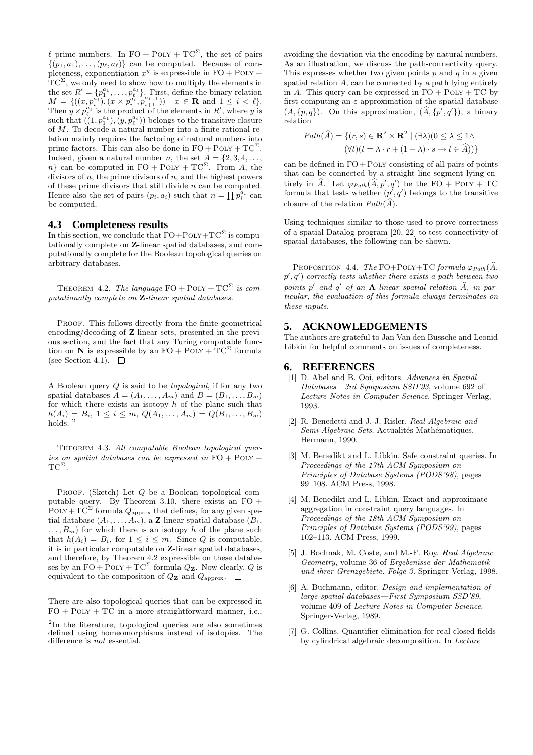$\ell$ prime numbers. In $\mathrm{FO} + \mathrm{Poly} + \mathrm{TC}^{\Sigma}$, the set of pairs $\{(p_1, a_1), \ldots, (p_\ell, a_\ell)\}$ can be computed. Because of completeness, exponentiation $x^y$ is expressible in $\mathrm{FO} + \mathrm{Poly} + \mathrm{TC}^{\Sigma}$, we only need to show how to multiply the elements in the set $R' = \{p_1^{a_1}, \ldots, p_\ell^{a_\ell}\}$. First, define the binary relation $M = \{((x, p_i^{a_i}), (x \times p_i^{a_i}, p_{i+1}^{a_{i+1}})) \mid x \in \mathbf{R} \text{ and } 1 \leq i < \ell\}$. Then $y \times p_\ell^{a_\ell}$ is the product of the elements in $R'$, where $y$ is such that $((1, p_1^{a_1}), (y, p_\ell^{a_\ell}))$ belongs to the transitive closure of $M$. To decode a natural number into a finite rational relation mainly requires the factoring of natural numbers into prime factors. This can also be done in $\mathrm{FO} + \mathrm{Poly} + \mathrm{TC}^{\Sigma}$. Indeed, given a natural number $n$, the set $A = \{2, 3, 4, \ldots, n\}$ can be computed in $\mathrm{FO} + \mathrm{Poly} + \mathrm{TC}^{\Sigma}$. From $A$, the divisors of $n$, the prime divisors of $n$, and the highest powers of these prime divisors that still divide $n$ can be computed. Hence also the set of pairs $(p_i, a_i)$ such that $n = \prod p_i^{a_i}$ can be computed.

## 4.3 Completeness results

In this section, we conclude that $\mathrm{FO}+\mathrm{Poly}+\mathrm{TC}^{\Sigma}$ is computationally complete on $\mathbf{Z}$-linear spatial databases, and computationally complete for the Boolean topological queries on arbitrary databases.

Theorem 4.2. *The language $\mathrm{FO} + \mathrm{Poly} + \mathrm{TC}^{\Sigma}$ is computationally complete on $\mathbf{Z}$-linear spatial databases.*

Proof. This follows directly from the finite geometrical encoding/decoding of $\mathbf{Z}$-linear sets, presented in the previous section, and the fact that any Turing computable function on $\mathbf{N}$ is expressible by an $\mathrm{FO} + \mathrm{Poly} + \mathrm{TC}^{\Sigma}$ formula (see Section 4.1). □

A Boolean query $Q$ is said to be *topological*, if for any two spatial databases $A = (A_1, \ldots, A_m)$ and $B = (B_1, \ldots, B_m)$ for which there exists an isotopy $h$ of the plane such that $h(A_i) = B_i$, $1 \leq i \leq m$, $Q(A_1, \ldots, A_m) = Q(B_1, \ldots, B_m)$ holds. [2]

Theorem 4.3. *All computable Boolean topological queries on spatial databases can be expressed in $\mathrm{FO} + \mathrm{Poly} + \mathrm{TC}^{\Sigma}$.*

Proof. (Sketch) Let $Q$ be a Boolean topological computable query. By Theorem 3.10, there exists an $\mathrm{FO} + \mathrm{Poly}+\mathrm{TC}^{\Sigma}$ formula $Q_{\text{approx}}$ that defines, for any given spatial database $(A_1, \ldots, A_m)$, a $\mathbf{Z}$-linear spatial database $(B_1, \ldots, B_m)$ for which there is an isotopy $h$ of the plane such that $h(A_i) = B_i$, for $1 \leq i \leq m$. Since $Q$ is computable, it is in particular computable on $\mathbf{Z}$-linear spatial databases, and therefore, by Theorem 4.2 expressible on these databases by an $\mathrm{FO} + \mathrm{Poly} + \mathrm{TC}^{\Sigma}$ formula $Q_{\mathbf{Z}}$. Now clearly, $Q$ is equivalent to the composition of $Q_{\mathbf{Z}}$ and $Q_{\text{approx}}$. □

There are also topological queries that can be expressed in $\mathrm{FO} + \mathrm{Poly} + \mathrm{TC}$ in a more straightforward manner, i.e., avoiding the deviation via the encoding by natural numbers. As an illustration, we discuss the path-connectivity query. This expresses whether two given points $p$ and $q$ in a given spatial relation $A$, can be connected by a path lying entirely in $A$. This query can be expressed in $\mathrm{FO} + \mathrm{Poly} + \mathrm{TC}$ by first computing an $\varepsilon$-approximation of the spatial database $(A, \{p, q\})$. On this approximation, $(\widehat{A}, \{p', q'\})$, a binary relation

$$Path(\widehat{A}) = \{(r, s) \in \mathbf{R}^2 \times \mathbf{R}^2 \mid (\exists \lambda)(0 \leq \lambda \leq 1 \wedge (\forall t)(t = \lambda \cdot r + (1 - \lambda) \cdot s \rightarrow t \in \widehat{A}))\}$$

can be defined in $\mathrm{FO} + \mathrm{Poly}$ consisting of all pairs of points that can be connected by a straight line segment lying entirely in $\widehat{A}$. Let $\varphi_{Path}(\widehat{A}, p', q')$ be the $\mathrm{FO} + \mathrm{Poly} + \mathrm{TC}$ formula that tests whether $(p', q')$ belongs to the transitive closure of the relation $Path(\widehat{A})$.

Using techniques similar to those used to prove correctness of a spatial Datalog program [20, 22] to test connectivity of spatial databases, the following can be shown.

Proposition 4.4. *The $\mathrm{FO}+\mathrm{Poly}+\mathrm{TC}$ formula $\varphi_{Path}(\widehat{A}, p', q')$ correctly tests whether there exists a path between two points $p'$ and $q'$ of an $\mathbf{A}$-linear spatial relation $\widehat{A}$, in particular, the evaluation of this formula always terminates on these inputs.*

## 5. ACKNOWLEDGEMENTS

The authors are grateful to Jan Van den Bussche and Leonid Libkin for helpful comments on issues of completeness.

## 6. REFERENCES

[1] D. Abel and B. Ooi, editors. *Advances in Spatial Databases—3rd Symposium SSD'93*, volume 692 of *Lecture Notes in Computer Science*. Springer-Verlag, 1993.

[2] R. Benedetti and J.-J. Risler. *Real Algebraic and Semi-Algebraic Sets*. Actualités Mathématiques. Hermann, 1990.

[3] M. Benedikt and L. Libkin. Safe constraint queries. In *Proceedings of the 17th ACM Symposium on Principles of Database Systems (PODS'98)*, pages 99–108. ACM Press, 1998.

[4] M. Benedikt and L. Libkin. Exact and approximate aggregation in constraint query languages. In *Proceedings of the 18th ACM Symposium on Principles of Database Systems (PODS'99)*, pages 102–113. ACM Press, 1999.

[5] J. Bochnak, M. Coste, and M.-F. Roy. *Real Algebraic Geometry*, volume 36 of *Ergebenisse der Mathematik und ihrer Grenzgebiete. Folge 3*. Springer-Verlag, 1998.

[6] A. Buchmann, editor. *Design and implementation of large spatial databases—First Symposium SSD'89*, volume 409 of *Lecture Notes in Computer Science*. Springer-Verlag, 1989.

[7] G. Collins. Quantifier elimination for real closed fields by cylindrical algebraic decomposition. In *Lecture*

[2] In the literature, topological queries are also sometimes defined using homeomorphisms instead of isotopies. The difference is *not* essential.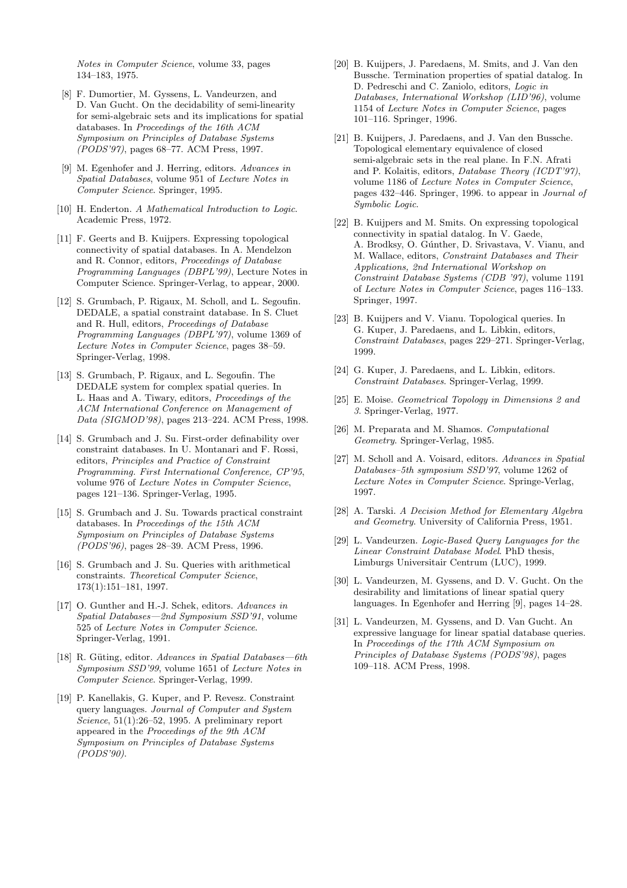*Notes in Computer Science*, volume 33, pages 134–183, 1975.

[8] F. Dumortier, M. Gyssens, L. Vandeurzen, and D. Van Gucht. On the decidability of semi-linearity for semi-algebraic sets and its implications for spatial databases. In *Proceedings of the 16th ACM Symposium on Principles of Database Systems (PODS'97)*, pages 68–77. ACM Press, 1997.

[9] M. Egenhofer and J. Herring, editors. *Advances in Spatial Databases*, volume 951 of *Lecture Notes in Computer Science*. Springer, 1995.

[10] H. Enderton. *A Mathematical Introduction to Logic*. Academic Press, 1972.

[11] F. Geerts and B. Kuijpers. Expressing topological connectivity of spatial databases. In A. Mendelzon and R. Connor, editors, *Proceedings of Database Programming Languages (DBPL'99)*, Lecture Notes in Computer Science. Springer-Verlag, to appear, 2000.

[12] S. Grumbach, P. Rigaux, M. Scholl, and L. Segoufin. DEDALE, a spatial constraint database. In S. Cluet and R. Hull, editors, *Proceedings of Database Programming Languages (DBPL'97)*, volume 1369 of *Lecture Notes in Computer Science*, pages 38–59. Springer-Verlag, 1998.

[13] S. Grumbach, P. Rigaux, and L. Segoufin. The DEDALE system for complex spatial queries. In L. Haas and A. Tiwary, editors, *Proceedings of the ACM International Conference on Management of Data (SIGMOD'98)*, pages 213–224. ACM Press, 1998.

[14] S. Grumbach and J. Su. First-order definability over constraint databases. In U. Montanari and F. Rossi, editors, *Principles and Practice of Constraint Programming. First International Conference, CP'95*, volume 976 of *Lecture Notes in Computer Science*, pages 121–136. Springer-Verlag, 1995.

[15] S. Grumbach and J. Su. Towards practical constraint databases. In *Proceedings of the 15th ACM Symposium on Principles of Database Systems (PODS'96)*, pages 28–39. ACM Press, 1996.

[16] S. Grumbach and J. Su. Queries with arithmetical constraints. *Theoretical Computer Science*, 173(1):151–181, 1997.

[17] O. Gunther and H.-J. Schek, editors. *Advances in Spatial Databases—2nd Symposium SSD'91*, volume 525 of *Lecture Notes in Computer Science*. Springer-Verlag, 1991.

[18] R. Güting, editor. *Advances in Spatial Databases—6th Symposium SSD'99*, volume 1651 of *Lecture Notes in Computer Science*. Springer-Verlag, 1999.

[19] P. Kanellakis, G. Kuper, and P. Revesz. Constraint query languages. *Journal of Computer and System Science*, 51(1):26–52, 1995. A preliminary report appeared in the *Proceedings of the 9th ACM Symposium on Principles of Database Systems (PODS'90)*.

[20] B. Kuijpers, J. Paredaens, M. Smits, and J. Van den Bussche. Termination properties of spatial datalog. In D. Pedreschi and C. Zaniolo, editors, *Logic in Databases, International Workshop (LID'96)*, volume 1154 of *Lecture Notes in Computer Science*, pages 101–116. Springer, 1996.

[21] B. Kuijpers, J. Paredaens, and J. Van den Bussche. Topological elementary equivalence of closed semi-algebraic sets in the real plane. In F.N. Afrati and P. Kolaitis, editors, *Database Theory (ICDT'97)*, volume 1186 of *Lecture Notes in Computer Science*, pages 432–446. Springer, 1996. to appear in *Journal of Symbolic Logic*.

[22] B. Kuijpers and M. Smits. On expressing topological connectivity in spatial datalog. In V. Gaede, A. Brodksy, O. Gúnther, D. Srivastava, V. Vianu, and M. Wallace, editors, *Constraint Databases and Their Applications, 2nd International Workshop on Constraint Database Systems (CDB '97)*, volume 1191 of *Lecture Notes in Computer Science*, pages 116–133. Springer, 1997.

[23] B. Kuijpers and V. Vianu. Topological queries. In G. Kuper, J. Paredaens, and L. Libkin, editors, *Constraint Databases*, pages 229–271. Springer-Verlag, 1999.

[24] G. Kuper, J. Paredaens, and L. Libkin, editors. *Constraint Databases*. Springer-Verlag, 1999.

[25] E. Moise. *Geometrical Topology in Dimensions 2 and 3*. Springer-Verlag, 1977.

[26] M. Preparata and M. Shamos. *Computational Geometry*. Springer-Verlag, 1985.

[27] M. Scholl and A. Voisard, editors. *Advances in Spatial Databases–5th symposium SSD'97*, volume 1262 of *Lecture Notes in Computer Science*. Springe-Verlag, 1997.

[28] A. Tarski. *A Decision Method for Elementary Algebra and Geometry*. University of California Press, 1951.

[29] L. Vandeurzen. *Logic-Based Query Languages for the Linear Constraint Database Model*. PhD thesis, Limburgs Universitair Centrum (LUC), 1999.

[30] L. Vandeurzen, M. Gyssens, and D. V. Gucht. On the desirability and limitations of linear spatial query languages. In Egenhofer and Herring [9], pages 14–28.

[31] L. Vandeurzen, M. Gyssens, and D. Van Gucht. An expressive language for linear spatial database queries. In *Proceedings of the 17th ACM Symposium on Principles of Database Systems (PODS'98)*, pages 109–118. ACM Press, 1998.